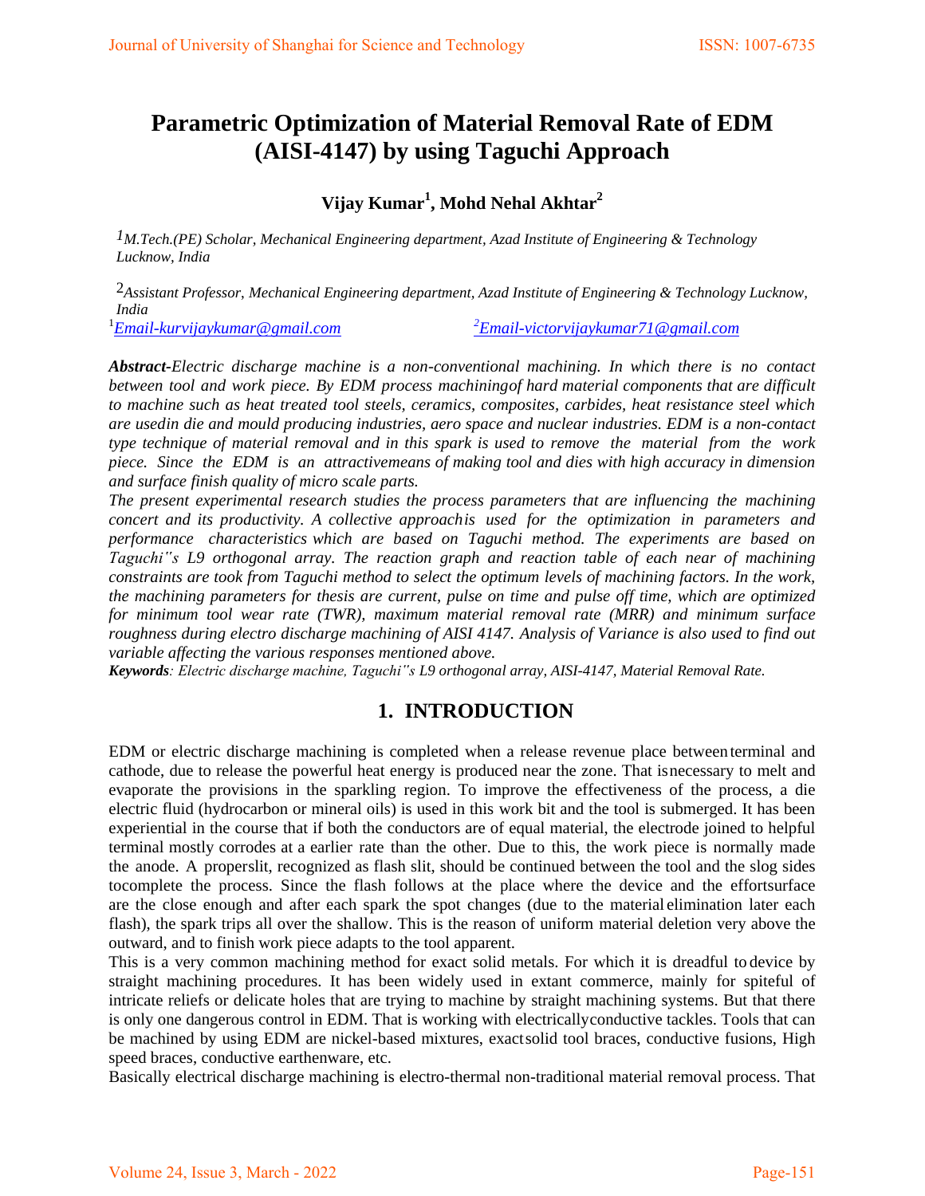# Parametric Optimization of Material Removal Rate of EDM (AISI-4147) by using Taguchi Approach

**Vijay Kumar[1], Mohd Nehal Akhtar[2]**

[1]*M.Tech.(PE) Scholar, Mechanical Engineering department, Azad Institute of Engineering & Technology Lucknow, India*

[2]*Assistant Professor, Mechanical Engineering department, Azad Institute of Engineering & Technology Lucknow, India*

[1]*Email-kurvijaykumar@gmail.com* [2]*Email-victorvijaykumar71@gmail.com*

***Abstract-****Electric discharge machine is a non-conventional machining. In which there is no contact between tool and work piece. By EDM process machiningof hard material components that are difficult to machine such as heat treated tool steels, ceramics, composites, carbides, heat resistance steel which are usedin die and mould producing industries, aero space and nuclear industries. EDM is a non-contact type technique of material removal and in this spark is used to remove the material from the work piece. Since the EDM is an attractivemeans of making tool and dies with high accuracy in dimension and surface finish quality of micro scale parts.*

*The present experimental research studies the process parameters that are influencing the machining concert and its productivity. A collective approachis used for the optimization in parameters and performance characteristics which are based on Taguchi method. The experiments are based on Taguchi"s L9 orthogonal array. The reaction graph and reaction table of each near of machining constraints are took from Taguchi method to select the optimum levels of machining factors. In the work, the machining parameters for thesis are current, pulse on time and pulse off time, which are optimized for minimum tool wear rate (TWR), maximum material removal rate (MRR) and minimum surface roughness during electro discharge machining of AISI 4147. Analysis of Variance is also used to find out variable affecting the various responses mentioned above.*

***Keywords****: Electric discharge machine, Taguchi"s L9 orthogonal array, AISI-4147, Material Removal Rate.*

## 1. INTRODUCTION

EDM or electric discharge machining is completed when a release revenue place between terminal and cathode, due to release the powerful heat energy is produced near the zone. That isnecessary to melt and evaporate the provisions in the sparkling region. To improve the effectiveness of the process, a die electric fluid (hydrocarbon or mineral oils) is used in this work bit and the tool is submerged. It has been experiential in the course that if both the conductors are of equal material, the electrode joined to helpful terminal mostly corrodes at a earlier rate than the other. Due to this, the work piece is normally made the anode. A properslit, recognized as flash slit, should be continued between the tool and the slog sides tocomplete the process. Since the flash follows at the place where the device and the effortsurface are the close enough and after each spark the spot changes (due to the material elimination later each flash), the spark trips all over the shallow. This is the reason of uniform material deletion very above the outward, and to finish work piece adapts to the tool apparent.

This is a very common machining method for exact solid metals. For which it is dreadful to device by straight machining procedures. It has been widely used in extant commerce, mainly for spiteful of intricate reliefs or delicate holes that are trying to machine by straight machining systems. But that there is only one dangerous control in EDM. That is working with electricallyconductive tackles. Tools that can be machined by using EDM are nickel-based mixtures, exactsolid tool braces, conductive fusions, High speed braces, conductive earthenware, etc.

Basically electrical discharge machining is electro-thermal non-traditional material removal process. That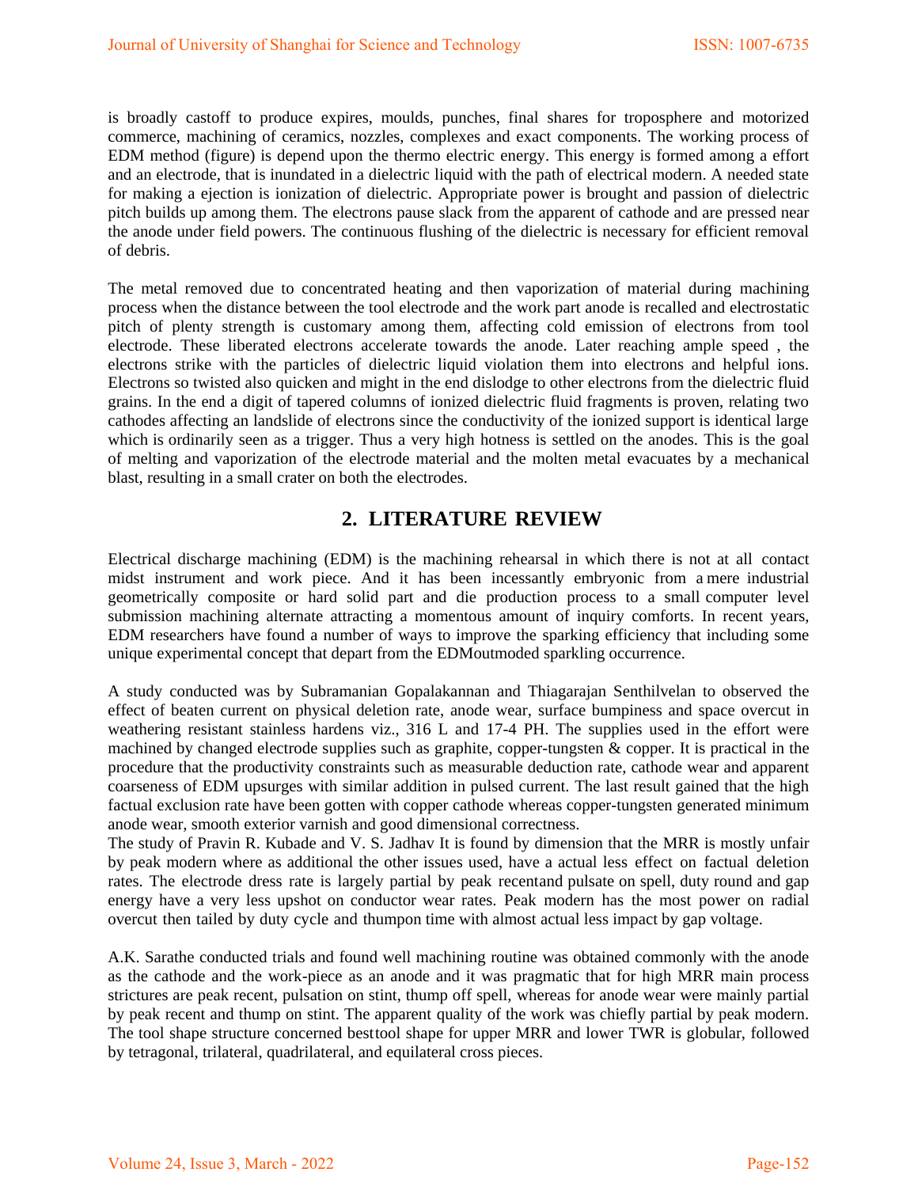is broadly castoff to produce expires, moulds, punches, final shares for troposphere and motorized commerce, machining of ceramics, nozzles, complexes and exact components. The working process of EDM method (figure) is depend upon the thermo electric energy. This energy is formed among a effort and an electrode, that is inundated in a dielectric liquid with the path of electrical modern. A needed state for making a ejection is ionization of dielectric. Appropriate power is brought and passion of dielectric pitch builds up among them. The electrons pause slack from the apparent of cathode and are pressed near the anode under field powers. The continuous flushing of the dielectric is necessary for efficient removal of debris.

The metal removed due to concentrated heating and then vaporization of material during machining process when the distance between the tool electrode and the work part anode is recalled and electrostatic pitch of plenty strength is customary among them, affecting cold emission of electrons from tool electrode. These liberated electrons accelerate towards the anode. Later reaching ample speed , the electrons strike with the particles of dielectric liquid violation them into electrons and helpful ions. Electrons so twisted also quicken and might in the end dislodge to other electrons from the dielectric fluid grains. In the end a digit of tapered columns of ionized dielectric fluid fragments is proven, relating two cathodes affecting an landslide of electrons since the conductivity of the ionized support is identical large which is ordinarily seen as a trigger. Thus a very high hotness is settled on the anodes. This is the goal of melting and vaporization of the electrode material and the molten metal evacuates by a mechanical blast, resulting in a small crater on both the electrodes.

## 2. LITERATURE REVIEW

Electrical discharge machining (EDM) is the machining rehearsal in which there is not at all contact midst instrument and work piece. And it has been incessantly embryonic from a mere industrial geometrically composite or hard solid part and die production process to a small computer level submission machining alternate attracting a momentous amount of inquiry comforts. In recent years, EDM researchers have found a number of ways to improve the sparking efficiency that including some unique experimental concept that depart from the EDMoutmoded sparkling occurrence.

A study conducted was by Subramanian Gopalakannan and Thiagarajan Senthilvelan to observed the effect of beaten current on physical deletion rate, anode wear, surface bumpiness and space overcut in weathering resistant stainless hardens viz., 316 L and 17-4 PH. The supplies used in the effort were machined by changed electrode supplies such as graphite, copper-tungsten & copper. It is practical in the procedure that the productivity constraints such as measurable deduction rate, cathode wear and apparent coarseness of EDM upsurges with similar addition in pulsed current. The last result gained that the high factual exclusion rate have been gotten with copper cathode whereas copper-tungsten generated minimum anode wear, smooth exterior varnish and good dimensional correctness.

The study of Pravin R. Kubade and V. S. Jadhav It is found by dimension that the MRR is mostly unfair by peak modern where as additional the other issues used, have a actual less effect on factual deletion rates. The electrode dress rate is largely partial by peak recentand pulsate on spell, duty round and gap energy have a very less upshot on conductor wear rates. Peak modern has the most power on radial overcut then tailed by duty cycle and thumpon time with almost actual less impact by gap voltage.

A.K. Sarathe conducted trials and found well machining routine was obtained commonly with the anode as the cathode and the work-piece as an anode and it was pragmatic that for high MRR main process strictures are peak recent, pulsation on stint, thump off spell, whereas for anode wear were mainly partial by peak recent and thump on stint. The apparent quality of the work was chiefly partial by peak modern. The tool shape structure concerned besttool shape for upper MRR and lower TWR is globular, followed by tetragonal, trilateral, quadrilateral, and equilateral cross pieces.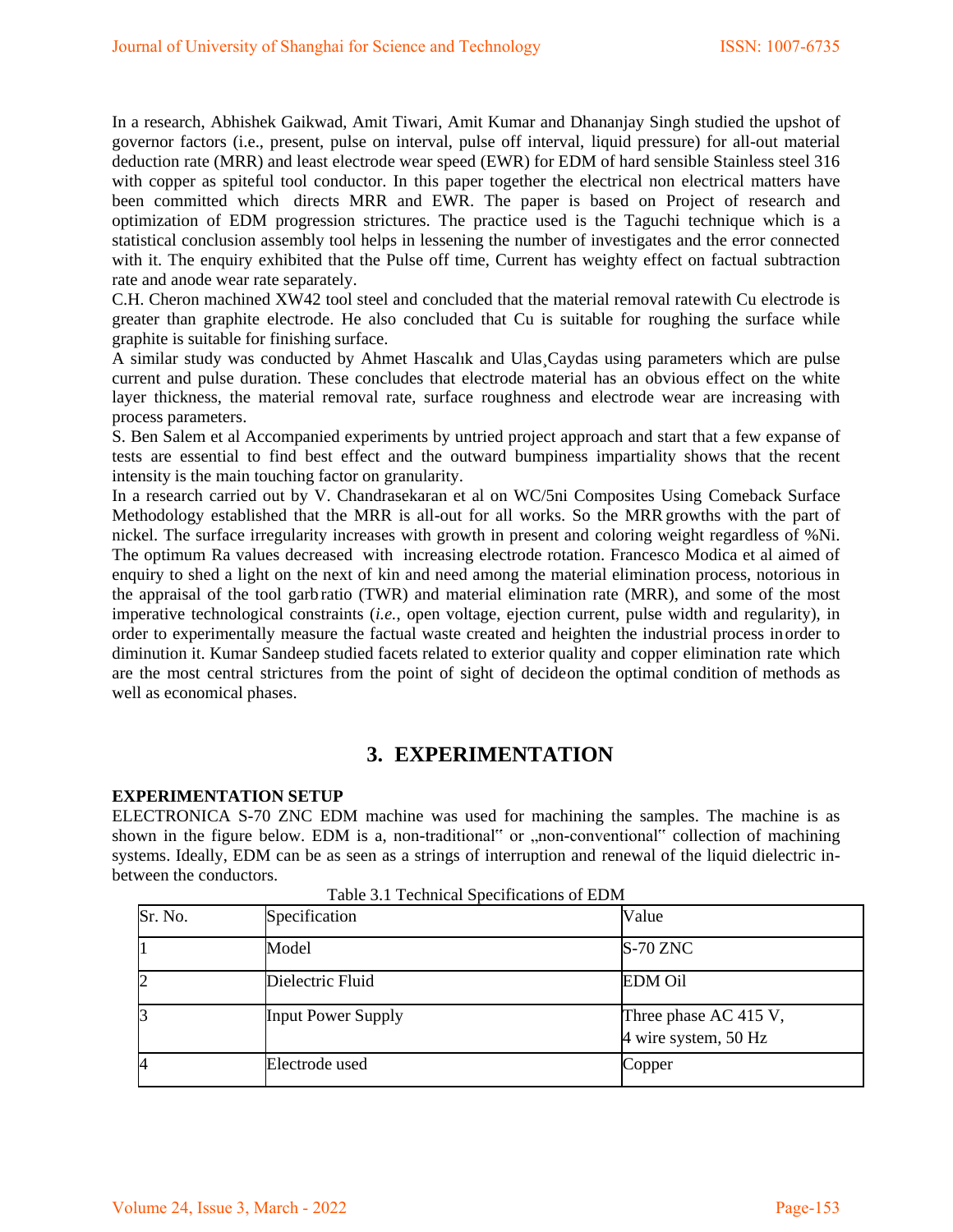In a research, Abhishek Gaikwad, Amit Tiwari, Amit Kumar and Dhananjay Singh studied the upshot of governor factors (i.e., present, pulse on interval, pulse off interval, liquid pressure) for all-out material deduction rate (MRR) and least electrode wear speed (EWR) for EDM of hard sensible Stainless steel 316 with copper as spiteful tool conductor. In this paper together the electrical non electrical matters have been committed which directs MRR and EWR. The paper is based on Project of research and optimization of EDM progression strictures. The practice used is the Taguchi technique which is a statistical conclusion assembly tool helps in lessening the number of investigates and the error connected with it. The enquiry exhibited that the Pulse off time, Current has weighty effect on factual subtraction rate and anode wear rate separately.

C.H. Cheron machined XW42 tool steel and concluded that the material removal ratewith Cu electrode is greater than graphite electrode. He also concluded that Cu is suitable for roughing the surface while graphite is suitable for finishing surface.

A similar study was conducted by Ahmet Hascalık and Ulas¸Caydas using parameters which are pulse current and pulse duration. These concludes that electrode material has an obvious effect on the white layer thickness, the material removal rate, surface roughness and electrode wear are increasing with process parameters.

S. Ben Salem et al Accompanied experiments by untried project approach and start that a few expanse of tests are essential to find best effect and the outward bumpiness impartiality shows that the recent intensity is the main touching factor on granularity.

In a research carried out by V. Chandrasekaran et al on WC/5ni Composites Using Comeback Surface Methodology established that the MRR is all-out for all works. So the MRR growths with the part of nickel. The surface irregularity increases with growth in present and coloring weight regardless of %Ni. The optimum Ra values decreased with increasing electrode rotation. Francesco Modica et al aimed of enquiry to shed a light on the next of kin and need among the material elimination process, notorious in the appraisal of the tool garb ratio (TWR) and material elimination rate (MRR), and some of the most imperative technological constraints (*i.e.*, open voltage, ejection current, pulse width and regularity), in order to experimentally measure the factual waste created and heighten the industrial process inorder to diminution it. Kumar Sandeep studied facets related to exterior quality and copper elimination rate which are the most central strictures from the point of sight of decideon the optimal condition of methods as well as economical phases.

## 3. EXPERIMENTATION

**EXPERIMENTATION SETUP**

ELECTRONICA S-70 ZNC EDM machine was used for machining the samples. The machine is as shown in the figure below. EDM is a, non-traditional" or „non-conventional" collection of machining systems. Ideally, EDM can be as seen as a strings of interruption and renewal of the liquid dielectric in-between the conductors.

Table 3.1 Technical Specifications of EDM

| Sr. No. | Specification | Value |
|---|---|---|
| 1 | Model | S-70 ZNC |
| 2 | Dielectric Fluid | EDM Oil |
| 3 | Input Power Supply | Three phase AC 415 V, 4 wire system, 50 Hz |
| 4 | Electrode used | Copper |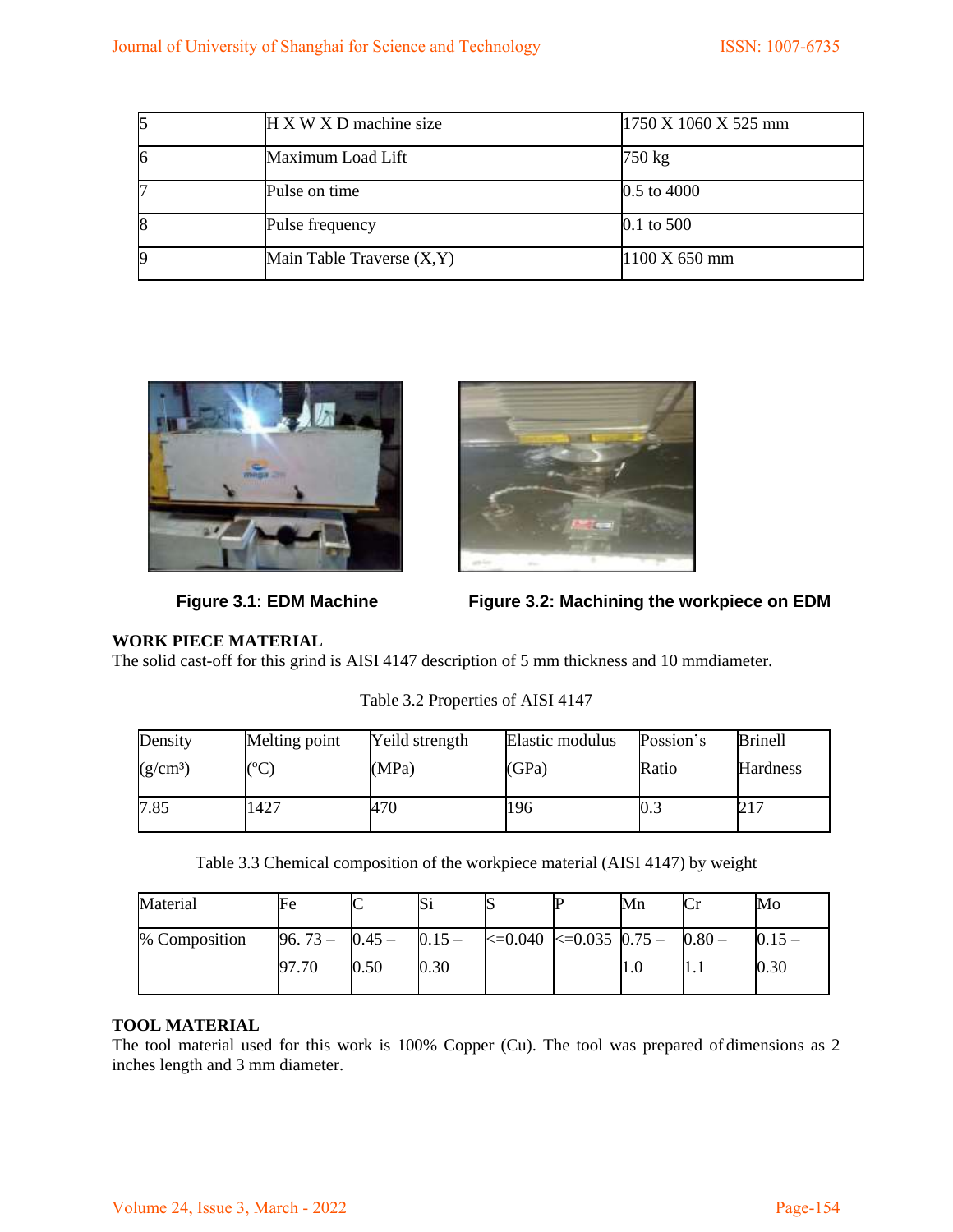| 5 | H X W X D machine size | 1750 X 1060 X 525 mm |
|---|---|---|
| 6 | Maximum Load Lift | 750 kg |
| 7 | Pulse on time | 0.5 to 4000 |
| 8 | Pulse frequency | 0.1 to 500 |
| 9 | Main Table Traverse (X,Y) | 1100 X 650 mm |

**Figure 3.1: EDM Machine**

**Figure 3.2: Machining the workpiece on EDM**

**WORK PIECE MATERIAL**

The solid cast-off for this grind is AISI 4147 description of 5 mm thickness and 10 mmdiameter.

Table 3.2 Properties of AISI 4147

| Density ($g/cm^3$) | Melting point (°C) | Yeild strength (MPa) | Elastic modulus (GPa) | Possion's Ratio | Brinell Hardness |
|---|---|---|---|---|---|
| 7.85 | 1427 | 470 | 196 | 0.3 | 217 |

Table 3.3 Chemical composition of the workpiece material (AISI 4147) by weight

| Material | Fe | C | Si | S | P | Mn | Cr | Mo |
|---|---|---|---|---|---|---|---|---|
| % Composition | 96. 73 – 97.70 | 0.45 – 0.50 | 0.15 – 0.30 | <=0.040 | <=0.035 | 0.75 – 1.0 | 0.80 – 1.1 | 0.15 – 0.30 |

**TOOL MATERIAL**

The tool material used for this work is 100% Copper (Cu). The tool was prepared of dimensions as 2 inches length and 3 mm diameter.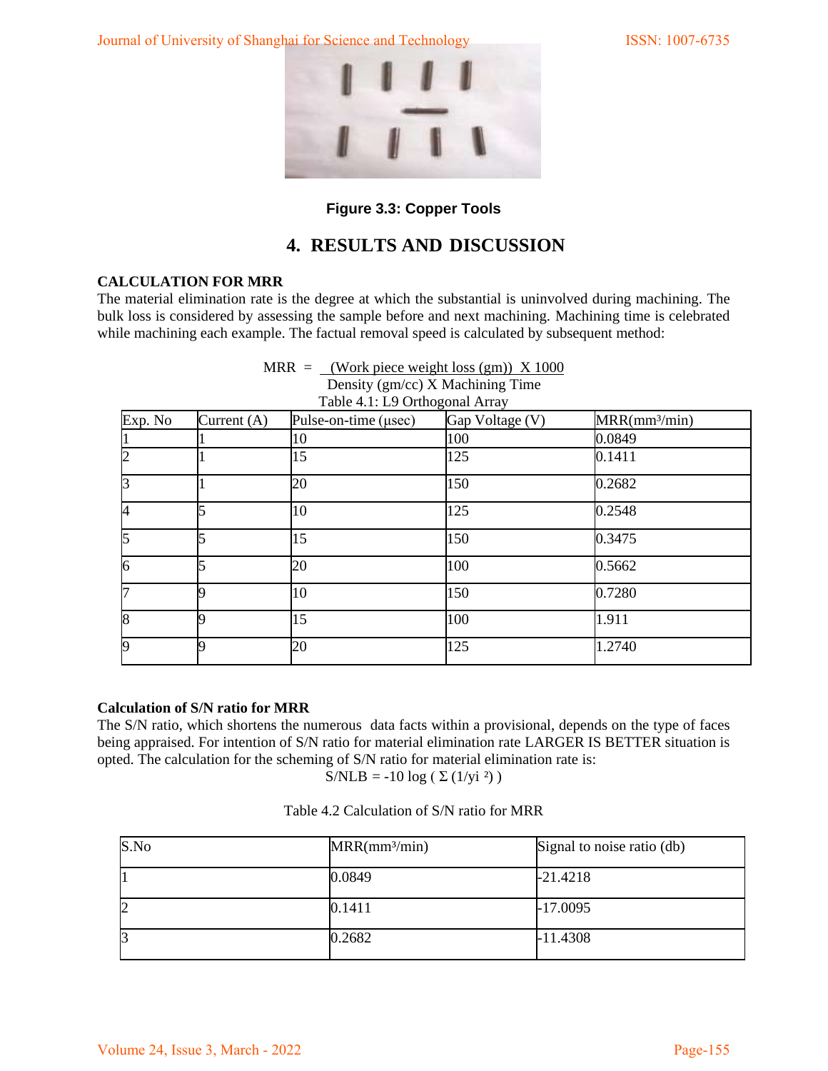Figure 3.3: Copper Tools

# 4. RESULTS AND DISCUSSION

### CALCULATION FOR MRR

The material elimination rate is the degree at which the substantial is uninvolved during machining. The bulk loss is considered by assessing the sample before and next machining. Machining time is celebrated while machining each example. The factual removal speed is calculated by subsequent method:

$$MRR = \frac{\text{(Work piece weight loss (gm)) X 1000}}{\text{Density (gm/cc) X Machining Time}}$$

Table 4.1: L9 Orthogonal Array

| Exp. No | Current (A) | Pulse-on-time (μsec) | Gap Voltage (V) | MRR(mm³/min) |
|---|---|---|---|---|
| 1 | 1 | 10 | 100 | 0.0849 |
| 2 | 1 | 15 | 125 | 0.1411 |
| 3 | 1 | 20 | 150 | 0.2682 |
| 4 | 5 | 10 | 125 | 0.2548 |
| 5 | 5 | 15 | 150 | 0.3475 |
| 6 | 5 | 20 | 100 | 0.5662 |
| 7 | 9 | 10 | 150 | 0.7280 |
| 8 | 9 | 15 | 100 | 1.911 |
| 9 | 9 | 20 | 125 | 1.2740 |

### Calculation of S/N ratio for MRR

The S/N ratio, which shortens the numerous data facts within a provisional, depends on the type of faces being appraised. For intention of S/N ratio for material elimination rate LARGER IS BETTER situation is opted. The calculation for the scheming of S/N ratio for material elimination rate is:

$$S/NLB = -10 \log \left( \Sigma \left(1/y_i^2\right) \right)$$

Table 4.2 Calculation of S/N ratio for MRR

| S.No | MRR(mm³/min) | Signal to noise ratio (db) |
|---|---|---|
| 1 | 0.0849 | -21.4218 |
| 2 | 0.1411 | -17.0095 |
| 3 | 0.2682 | -11.4308 |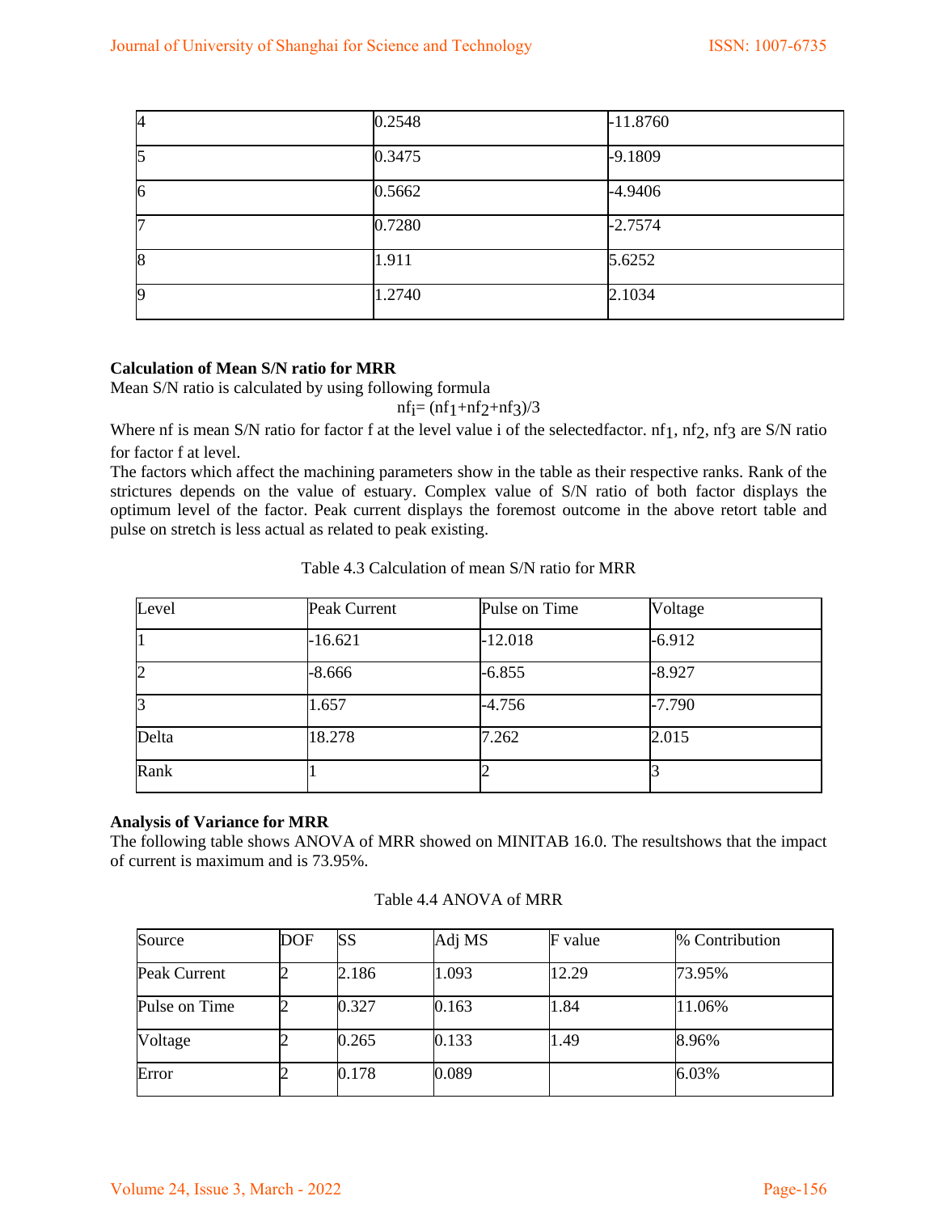| 4 | 0.2548 | -11.8760 |
|---|---|---|
| 5 | 0.3475 | -9.1809 |
| 6 | 0.5662 | -4.9406 |
| 7 | 0.7280 | -2.7574 |
| 8 | 1.911 | 5.6252 |
| 9 | 1.2740 | 2.1034 |

**Calculation of Mean S/N ratio for MRR**

Mean S/N ratio is calculated by using following formula

$$nf_i = (nf_1+nf_2+nf_3)/3$$

Where nf is mean S/N ratio for factor f at the level value i of the selectedfactor. $nf_1$, $nf_2$, $nf_3$ are S/N ratio for factor f at level.

The factors which affect the machining parameters show in the table as their respective ranks. Rank of the strictures depends on the value of estuary. Complex value of S/N ratio of both factor displays the optimum level of the factor. Peak current displays the foremost outcome in the above retort table and pulse on stretch is less actual as related to peak existing.

Table 4.3 Calculation of mean S/N ratio for MRR

| Level | Peak Current | Pulse on Time | Voltage |
|---|---|---|---|
| 1 | -16.621 | -12.018 | -6.912 |
| 2 | -8.666 | -6.855 | -8.927 |
| 3 | 1.657 | -4.756 | -7.790 |
| Delta | 18.278 | 7.262 | 2.015 |
| Rank | 1 | 2 | 3 |

**Analysis of Variance for MRR**

The following table shows ANOVA of MRR showed on MINITAB 16.0. The resultshows that the impact of current is maximum and is 73.95%.

Table 4.4 ANOVA of MRR

| Source | DOF | SS | Adj MS | F value | % Contribution |
|---|---|---|---|---|---|
| Peak Current | 2 | 2.186 | 1.093 | 12.29 | 73.95% |
| Pulse on Time | 2 | 0.327 | 0.163 | 1.84 | 11.06% |
| Voltage | 2 | 0.265 | 0.133 | 1.49 | 8.96% |
| Error | 2 | 0.178 | 0.089 | | 6.03% |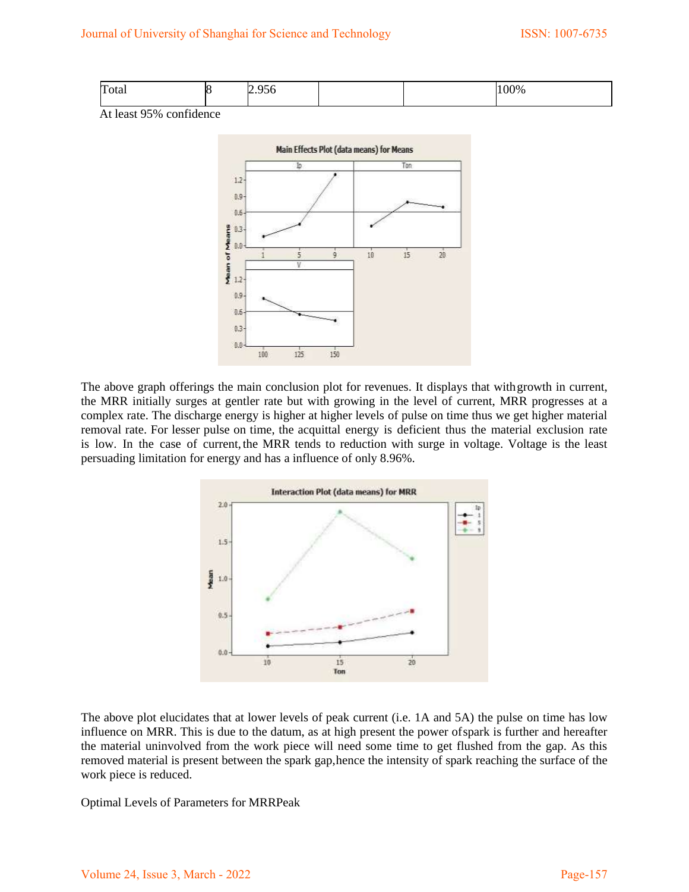| Total | 8 | 2.956 | | | 100% |
|---|---|---|---|---|---|

At least 95% confidence

The above graph offerings the main conclusion plot for revenues. It displays that with growth in current, the MRR initially surges at gentler rate but with growing in the level of current, MRR progresses at a complex rate. The discharge energy is higher at higher levels of pulse on time thus we get higher material removal rate. For lesser pulse on time, the acquittal energy is deficient thus the material exclusion rate is low. In the case of current, the MRR tends to reduction with surge in voltage. Voltage is the least persuading limitation for energy and has a influence of only 8.96%.

The above plot elucidates that at lower levels of peak current (i.e. 1A and 5A) the pulse on time has low influence on MRR. This is due to the datum, as at high present the power of spark is further and hereafter the material uninvolved from the work piece will need some time to get flushed from the gap. As this removed material is present between the spark gap, hence the intensity of spark reaching the surface of the work piece is reduced.

Optimal Levels of Parameters for MRRPeak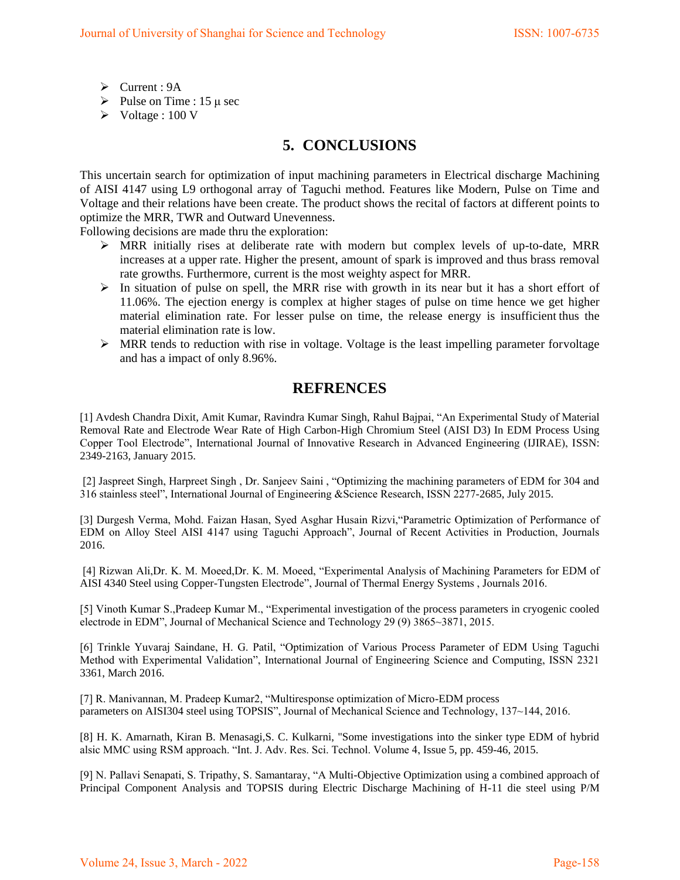- Current : 9A
- Pulse on Time : 15 μ sec
- Voltage : 100 V

## 5. CONCLUSIONS

This uncertain search for optimization of input machining parameters in Electrical discharge Machining of AISI 4147 using L9 orthogonal array of Taguchi method. Features like Modern, Pulse on Time and Voltage and their relations have been create. The product shows the recital of factors at different points to optimize the MRR, TWR and Outward Unevenness.

Following decisions are made thru the exploration:

- MRR initially rises at deliberate rate with modern but complex levels of up-to-date, MRR increases at a upper rate. Higher the present, amount of spark is improved and thus brass removal rate growths. Furthermore, current is the most weighty aspect for MRR.
- In situation of pulse on spell, the MRR rise with growth in its near but it has a short effort of 11.06%. The ejection energy is complex at higher stages of pulse on time hence we get higher material elimination rate. For lesser pulse on time, the release energy is insufficient thus the material elimination rate is low.
- MRR tends to reduction with rise in voltage. Voltage is the least impelling parameter forvoltage and has a impact of only 8.96%.

## REFRENCES

[1] Avdesh Chandra Dixit, Amit Kumar, Ravindra Kumar Singh, Rahul Bajpai, "An Experimental Study of Material Removal Rate and Electrode Wear Rate of High Carbon-High Chromium Steel (AISI D3) In EDM Process Using Copper Tool Electrode", International Journal of Innovative Research in Advanced Engineering (IJIRAE), ISSN: 2349-2163, January 2015.

[2] Jaspreet Singh, Harpreet Singh , Dr. Sanjeev Saini , "Optimizing the machining parameters of EDM for 304 and 316 stainless steel", International Journal of Engineering &Science Research, ISSN 2277-2685, July 2015.

[3] Durgesh Verma, Mohd. Faizan Hasan, Syed Asghar Husain Rizvi,"Parametric Optimization of Performance of EDM on Alloy Steel AISI 4147 using Taguchi Approach", Journal of Recent Activities in Production, Journals 2016.

[4] Rizwan Ali,Dr. K. M. Moeed,Dr. K. M. Moeed, "Experimental Analysis of Machining Parameters for EDM of AISI 4340 Steel using Copper-Tungsten Electrode", Journal of Thermal Energy Systems , Journals 2016.

[5] Vinoth Kumar S.,Pradeep Kumar M., "Experimental investigation of the process parameters in cryogenic cooled electrode in EDM", Journal of Mechanical Science and Technology 29 (9) 3865~3871, 2015.

[6] Trinkle Yuvaraj Saindane, H. G. Patil, "Optimization of Various Process Parameter of EDM Using Taguchi Method with Experimental Validation", International Journal of Engineering Science and Computing, ISSN 2321 3361, March 2016.

[7] R. Manivannan, M. Pradeep Kumar2, "Multiresponse optimization of Micro-EDM process parameters on AISI304 steel using TOPSIS", Journal of Mechanical Science and Technology, 137~144, 2016.

[8] H. K. Amarnath, Kiran B. Menasagi,S. C. Kulkarni, "Some investigations into the sinker type EDM of hybrid alsic MMC using RSM approach. "Int. J. Adv. Res. Sci. Technol. Volume 4, Issue 5, pp. 459-46, 2015.

[9] N. Pallavi Senapati, S. Tripathy, S. Samantaray, "A Multi-Objective Optimization using a combined approach of Principal Component Analysis and TOPSIS during Electric Discharge Machining of H-11 die steel using P/M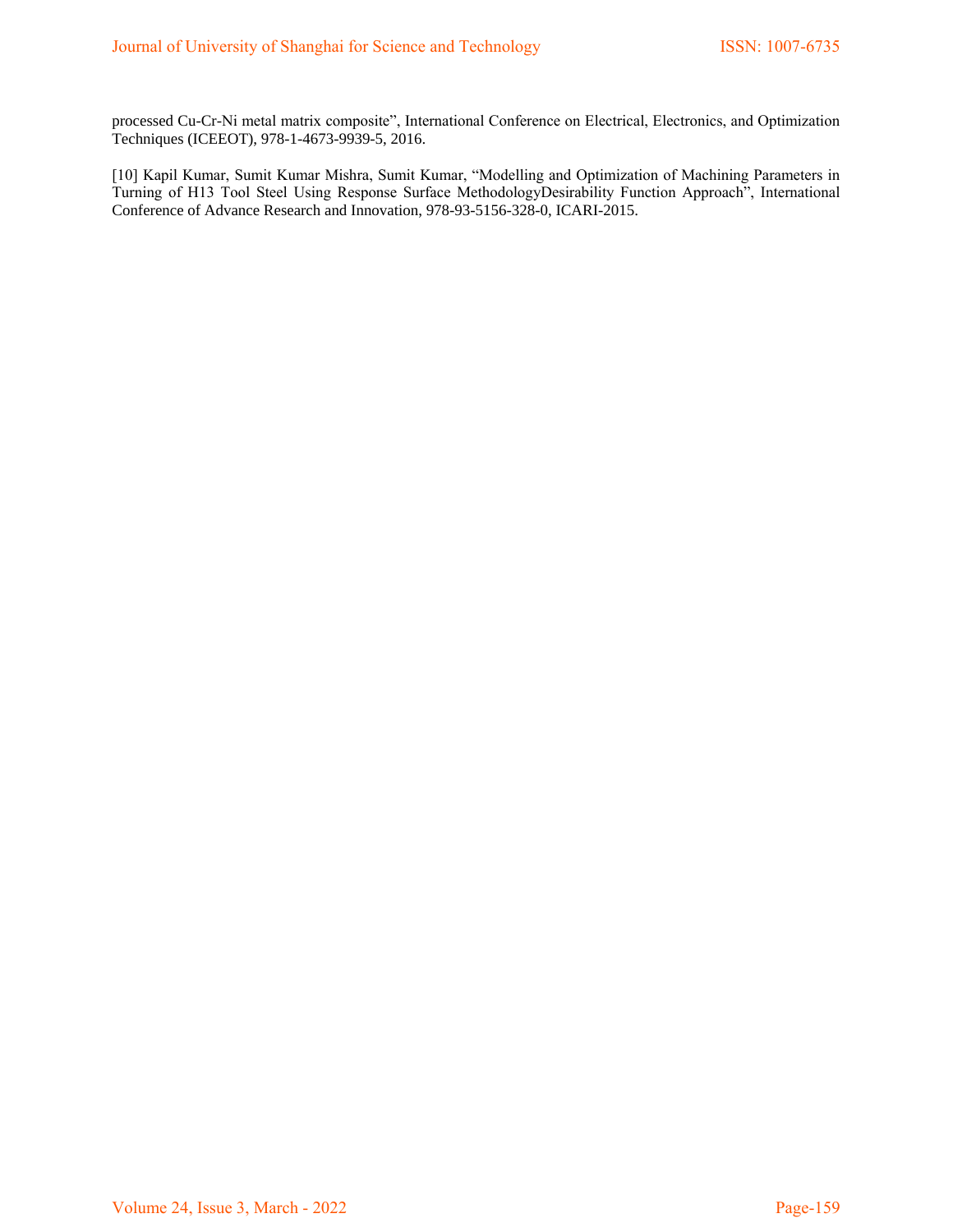processed Cu-Cr-Ni metal matrix composite", International Conference on Electrical, Electronics, and Optimization Techniques (ICEEOT), 978-1-4673-9939-5, 2016.

[10] Kapil Kumar, Sumit Kumar Mishra, Sumit Kumar, "Modelling and Optimization of Machining Parameters in Turning of H13 Tool Steel Using Response Surface MethodologyDesirability Function Approach", International Conference of Advance Research and Innovation, 978-93-5156-328-0, ICARI-2015.